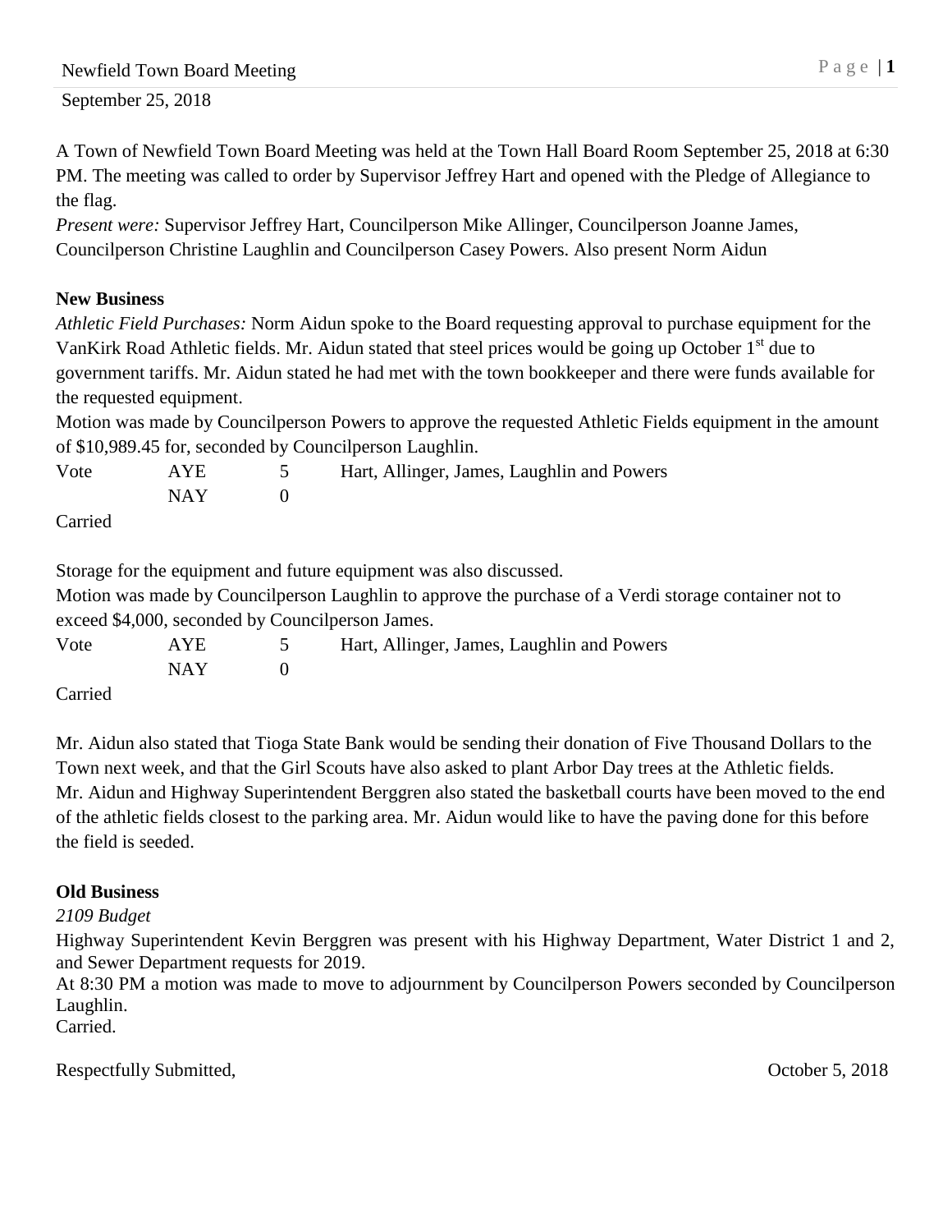Newfield Town Board Meeting

September 25, 2018

A Town of Newfield Town Board Meeting was held at the Town Hall Board Room September 25, 2018 at 6:30 PM. The meeting was called to order by Supervisor Jeffrey Hart and opened with the Pledge of Allegiance to the flag.

*Present were:* Supervisor Jeffrey Hart, Councilperson Mike Allinger, Councilperson Joanne James, Councilperson Christine Laughlin and Councilperson Casey Powers. Also present Norm Aidun

**New Business**

*Athletic Field Purchases:* Norm Aidun spoke to the Board requesting approval to purchase equipment for the VanKirk Road Athletic fields. Mr. Aidun stated that steel prices would be going up October 1st due to government tariffs. Mr. Aidun stated he had met with the town bookkeeper and there were funds available for the requested equipment.

Motion was made by Councilperson Powers to approve the requested Athletic Fields equipment in the amount of $10,989.45 for, seconded by Councilperson Laughlin.

| Vote | AYE | 5 | Hart, Allinger, James, Laughlin and Powers |
|---|---|---|---|
| | NAY | 0 | |

Carried

Storage for the equipment and future equipment was also discussed.

Motion was made by Councilperson Laughlin to approve the purchase of a Verdi storage container not to exceed $4,000, seconded by Councilperson James.

| Vote | AYE | 5 | Hart, Allinger, James, Laughlin and Powers |
|---|---|---|---|
| | NAY | 0 | |

Carried

Mr. Aidun also stated that Tioga State Bank would be sending their donation of Five Thousand Dollars to the Town next week, and that the Girl Scouts have also asked to plant Arbor Day trees at the Athletic fields. Mr. Aidun and Highway Superintendent Berggren also stated the basketball courts have been moved to the end of the athletic fields closest to the parking area. Mr. Aidun would like to have the paving done for this before the field is seeded.

**Old Business**

*2109 Budget*

Highway Superintendent Kevin Berggren was present with his Highway Department, Water District 1 and 2, and Sewer Department requests for 2019.

At 8:30 PM a motion was made to move to adjournment by Councilperson Powers seconded by Councilperson Laughlin.

Carried.

Respectfully Submitted, October 5, 2018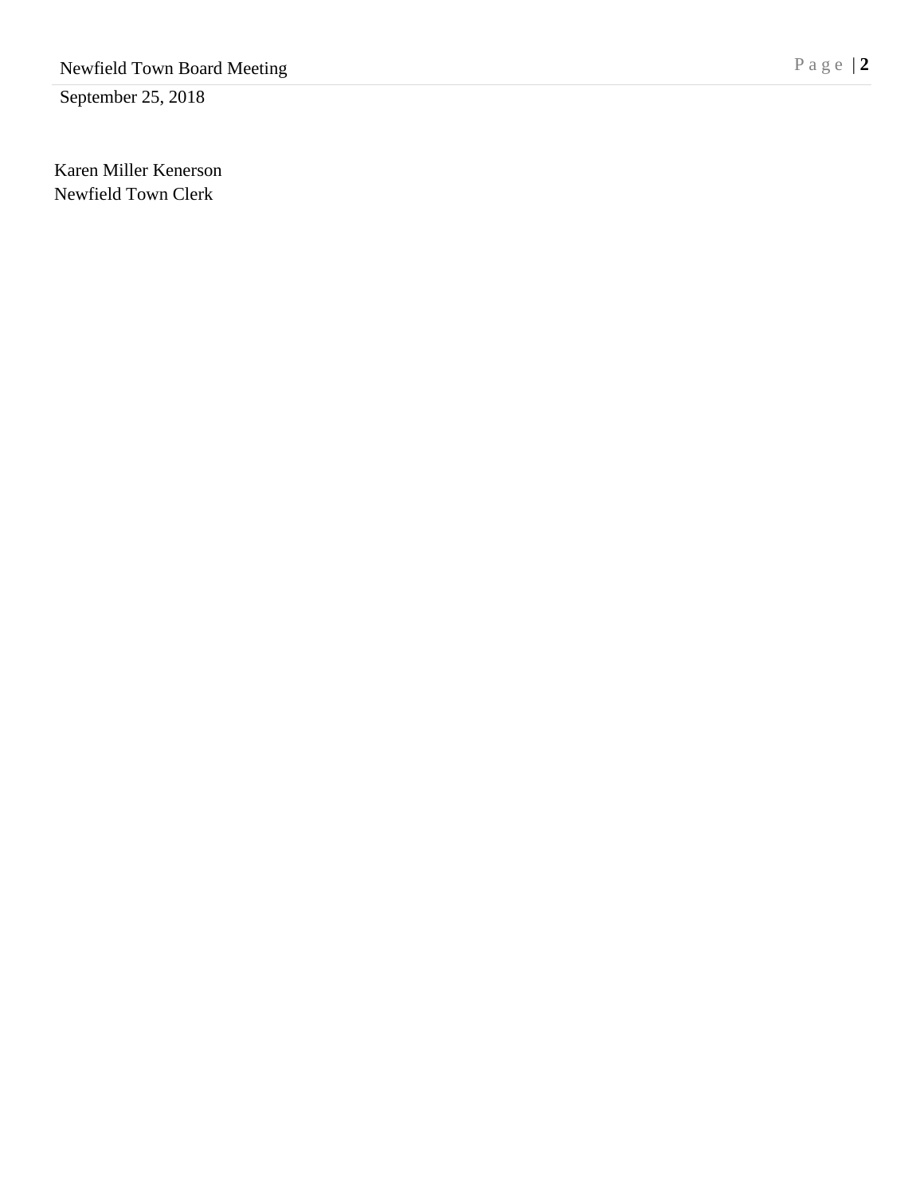Karen Miller Kenerson
Newfield Town Clerk